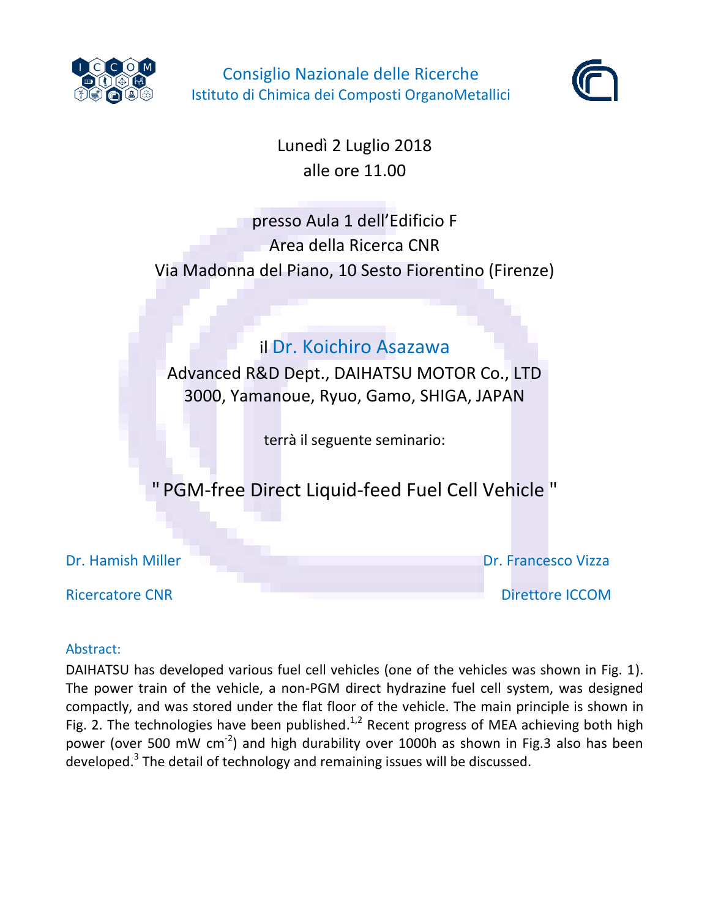Consiglio Nazionale delle Ricerche

Istituto di Chimica dei Composti OrganoMetallici

Lunedì 2 Luglio 2018

alle ore 11.00

presso Aula 1 dell'Edificio F

Area della Ricerca CNR

Via Madonna del Piano, 10 Sesto Fiorentino (Firenze)

il Dr. Koichiro Asazawa

Advanced R&D Dept., DAIHATSU MOTOR Co., LTD

3000, Yamanoue, Ryuo, Gamo, SHIGA, JAPAN

terrà il seguente seminario:

## " PGM-free Direct Liquid-feed Fuel Cell Vehicle "

Dr. Hamish Miller
Ricercatore CNR

Dr. Francesco Vizza
Direttore ICCOM

Abstract:

DAIHATSU has developed various fuel cell vehicles (one of the vehicles was shown in Fig. 1). The power train of the vehicle, a non-PGM direct hydrazine fuel cell system, was designed compactly, and was stored under the flat floor of the vehicle. The main principle is shown in Fig. 2. The technologies have been published.[1,2] Recent progress of MEA achieving both high power (over 500 mW $cm^{-2}$) and high durability over 1000h as shown in Fig.3 also has been developed.[3] The detail of technology and remaining issues will be discussed.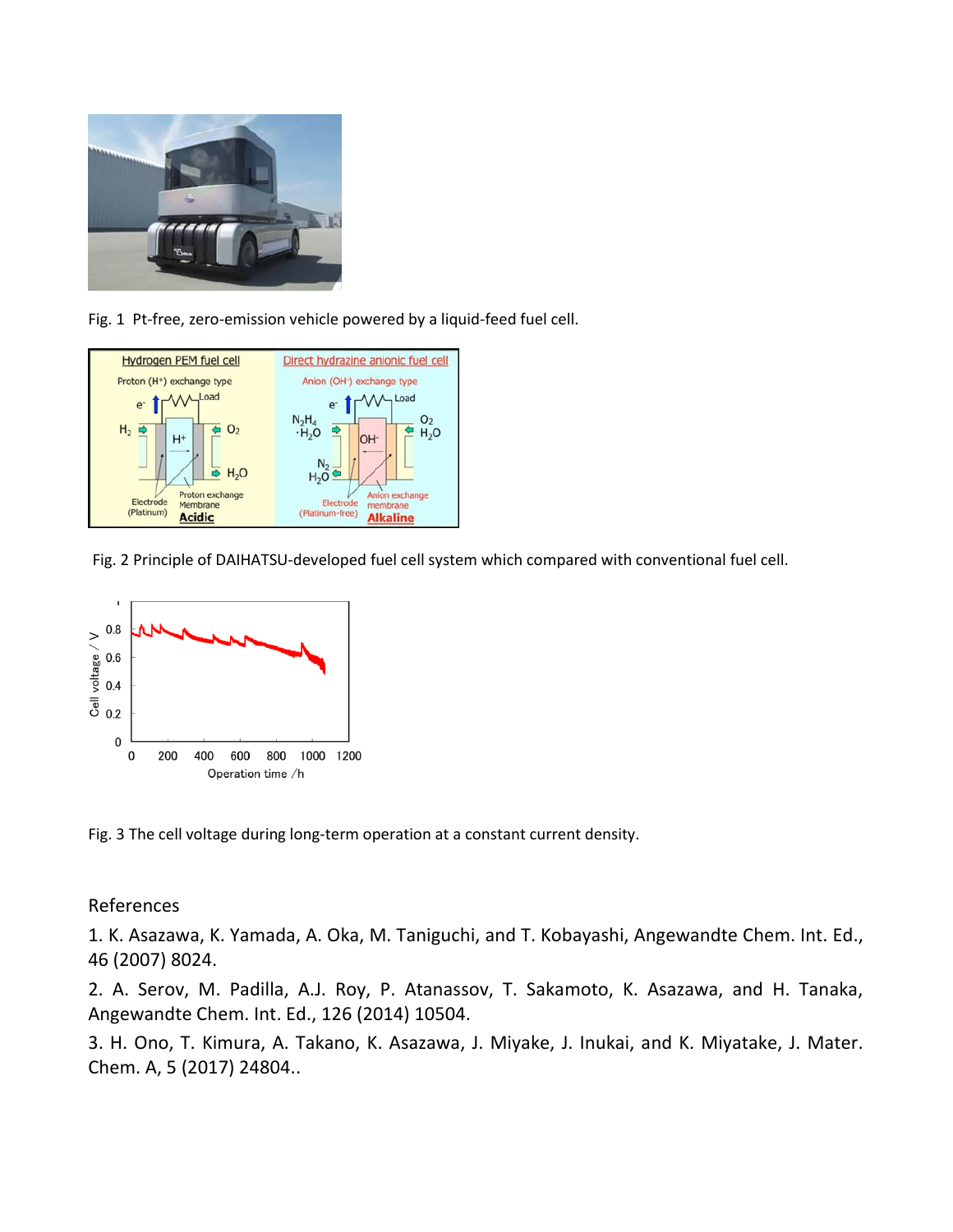Fig. 1 Pt-free, zero-emission vehicle powered by a liquid-feed fuel cell.

Fig. 2 Principle of DAIHATSU-developed fuel cell system which compared with conventional fuel cell.

Fig. 3 The cell voltage during long-term operation at a constant current density.

## References

1. K. Asazawa, K. Yamada, A. Oka, M. Taniguchi, and T. Kobayashi, Angewandte Chem. Int. Ed., 46 (2007) 8024.

2. A. Serov, M. Padilla, A.J. Roy, P. Atanassov, T. Sakamoto, K. Asazawa, and H. Tanaka, Angewandte Chem. Int. Ed., 126 (2014) 10504.

3. H. Ono, T. Kimura, A. Takano, K. Asazawa, J. Miyake, J. Inukai, and K. Miyatake, J. Mater. Chem. A, 5 (2017) 24804..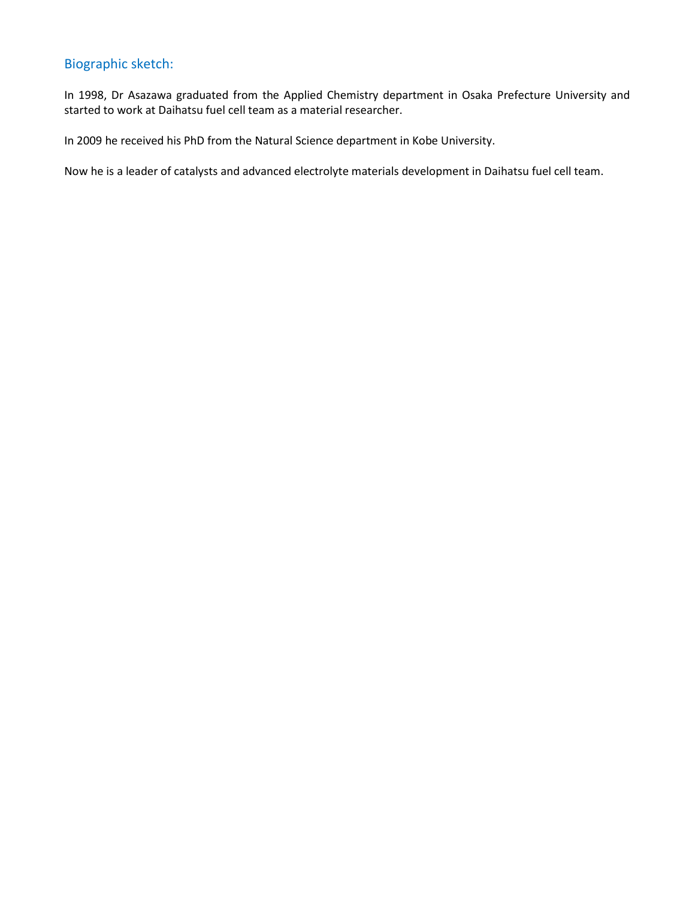## Biographic sketch:

In 1998, Dr Asazawa graduated from the Applied Chemistry department in Osaka Prefecture University and started to work at Daihatsu fuel cell team as a material researcher.

In 2009 he received his PhD from the Natural Science department in Kobe University.

Now he is a leader of catalysts and advanced electrolyte materials development in Daihatsu fuel cell team.